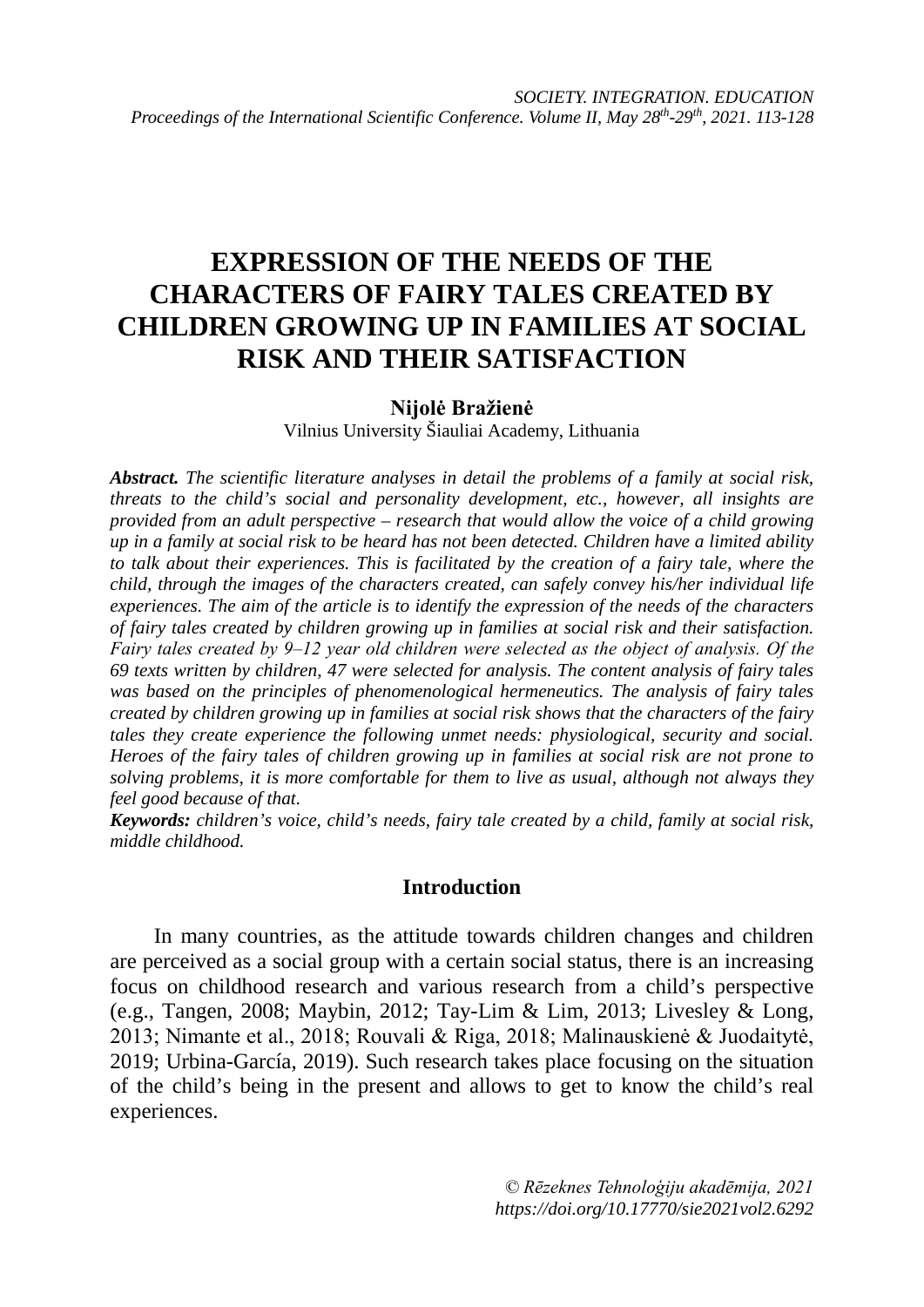# EXPRESSION OF THE NEEDS OF THE CHARACTERS OF FAIRY TALES CREATED BY CHILDREN GROWING UP IN FAMILIES AT SOCIAL RISK AND THEIR SATISFACTION

**Nijolė Bražienė**

Vilnius University Šiauliai Academy, Lithuania

***Abstract.*** *The scientific literature analyses in detail the problems of a family at social risk, threats to the child's social and personality development, etc., however, all insights are provided from an adult perspective – research that would allow the voice of a child growing up in a family at social risk to be heard has not been detected. Children have a limited ability to talk about their experiences. This is facilitated by the creation of a fairy tale, where the child, through the images of the characters created, can safely convey his/her individual life experiences. The aim of the article is to identify the expression of the needs of the characters of fairy tales created by children growing up in families at social risk and their satisfaction. Fairy tales created by 9–12 year old children were selected as the object of analysis. Of the 69 texts written by children, 47 were selected for analysis. The content analysis of fairy tales was based on the principles of phenomenological hermeneutics. The analysis of fairy tales created by children growing up in families at social risk shows that the characters of the fairy tales they create experience the following unmet needs: physiological, security and social. Heroes of the fairy tales of children growing up in families at social risk are not prone to solving problems, it is more comfortable for them to live as usual, although not always they feel good because of that.*

***Keywords:*** *children's voice, child's needs, fairy tale created by a child, family at social risk, middle childhood.*

## Introduction

In many countries, as the attitude towards children changes and children are perceived as a social group with a certain social status, there is an increasing focus on childhood research and various research from a child's perspective (e.g., Tangen, 2008; Maybin, 2012; Tay-Lim & Lim, 2013; Livesley & Long, 2013; Nimante et al., 2018; Rouvali & Riga, 2018; Malinauskienė & Juodaitytė, 2019; Urbina-García, 2019). Such research takes place focusing on the situation of the child's being in the present and allows to get to know the child's real experiences.

*© Rēzeknes Tehnoloģiju akadēmija, 2021*
*https://doi.org/10.17770/sie2021vol2.6292*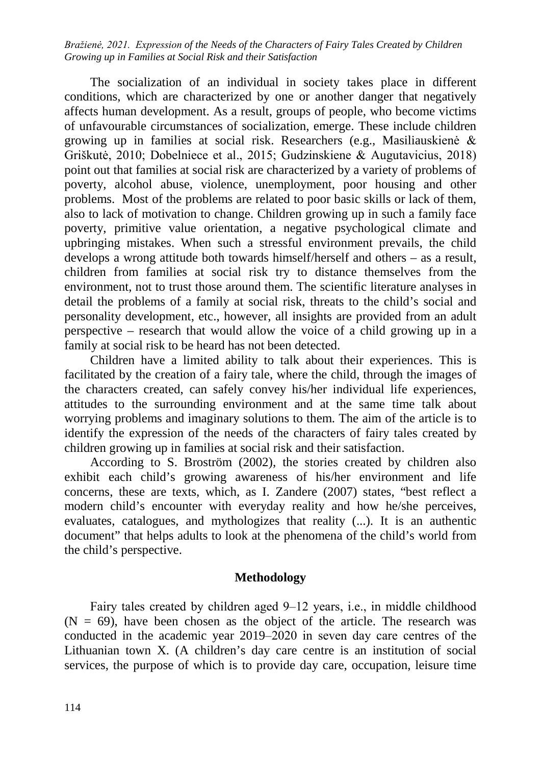The socialization of an individual in society takes place in different conditions, which are characterized by one or another danger that negatively affects human development. As a result, groups of people, who become victims of unfavourable circumstances of socialization, emerge. These include children growing up in families at social risk. Researchers (e.g., Masiliauskienė & Griškutė, 2010; Dobelniece et al., 2015; Gudzinskiene & Augutavicius, 2018) point out that families at social risk are characterized by a variety of problems of poverty, alcohol abuse, violence, unemployment, poor housing and other problems. Most of the problems are related to poor basic skills or lack of them, also to lack of motivation to change. Children growing up in such a family face poverty, primitive value orientation, a negative psychological climate and upbringing mistakes. When such a stressful environment prevails, the child develops a wrong attitude both towards himself/herself and others – as a result, children from families at social risk try to distance themselves from the environment, not to trust those around them. The scientific literature analyses in detail the problems of a family at social risk, threats to the child's social and personality development, etc., however, all insights are provided from an adult perspective – research that would allow the voice of a child growing up in a family at social risk to be heard has not been detected.

Children have a limited ability to talk about their experiences. This is facilitated by the creation of a fairy tale, where the child, through the images of the characters created, can safely convey his/her individual life experiences, attitudes to the surrounding environment and at the same time talk about worrying problems and imaginary solutions to them. The aim of the article is to identify the expression of the needs of the characters of fairy tales created by children growing up in families at social risk and their satisfaction.

According to S. Broström (2002), the stories created by children also exhibit each child's growing awareness of his/her environment and life concerns, these are texts, which, as I. Zandere (2007) states, "best reflect a modern child's encounter with everyday reality and how he/she perceives, evaluates, catalogues, and mythologizes that reality (...). It is an authentic document" that helps adults to look at the phenomena of the child's world from the child's perspective.

## Methodology

Fairy tales created by children aged 9–12 years, i.e., in middle childhood (N = 69), have been chosen as the object of the article. The research was conducted in the academic year 2019–2020 in seven day care centres of the Lithuanian town X. (A children's day care centre is an institution of social services, the purpose of which is to provide day care, occupation, leisure time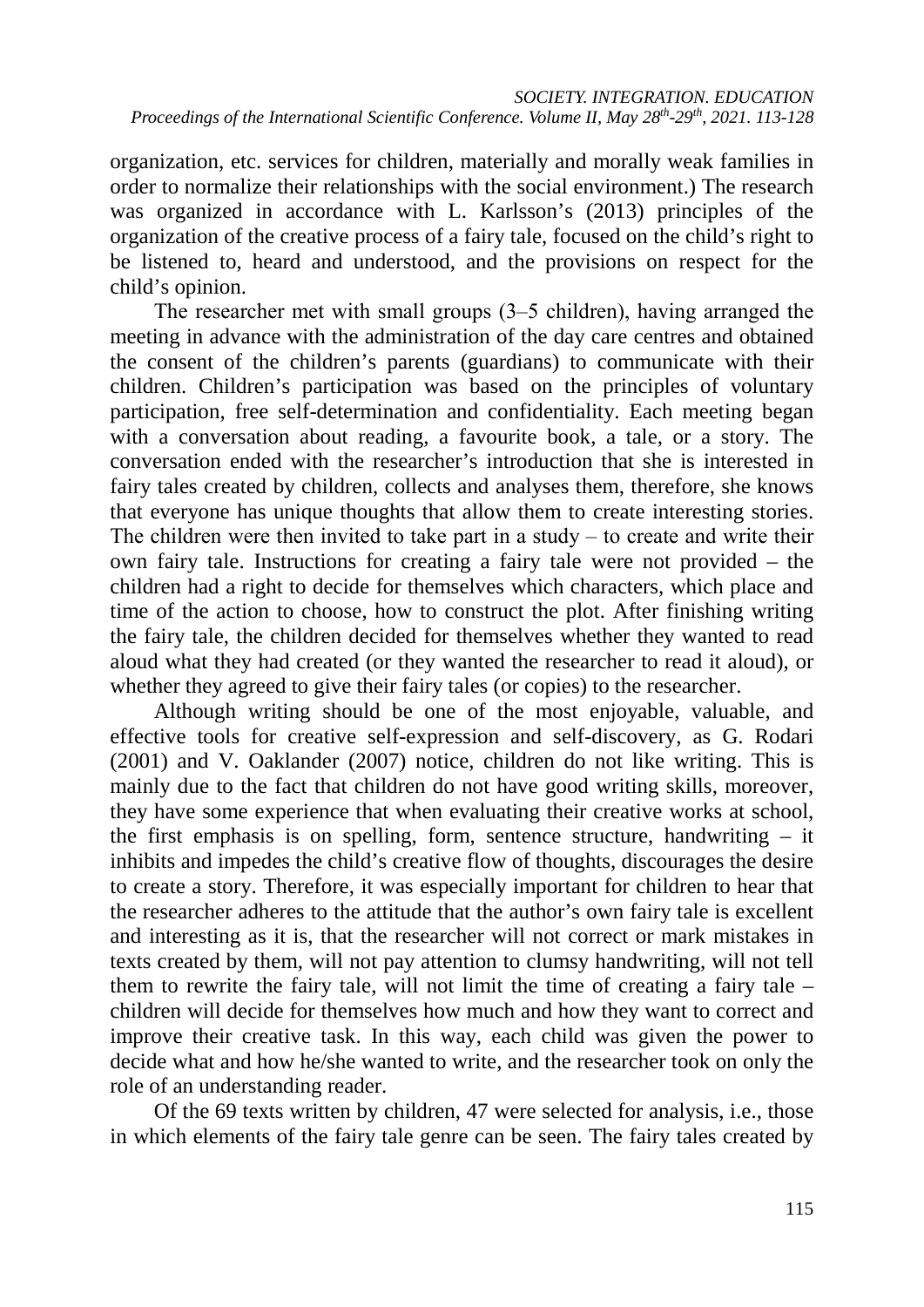organization, etc. services for children, materially and morally weak families in order to normalize their relationships with the social environment.) The research was organized in accordance with L. Karlsson's (2013) principles of the organization of the creative process of a fairy tale, focused on the child's right to be listened to, heard and understood, and the provisions on respect for the child's opinion.

The researcher met with small groups (3–5 children), having arranged the meeting in advance with the administration of the day care centres and obtained the consent of the children's parents (guardians) to communicate with their children. Children's participation was based on the principles of voluntary participation, free self-determination and confidentiality. Each meeting began with a conversation about reading, a favourite book, a tale, or a story. The conversation ended with the researcher's introduction that she is interested in fairy tales created by children, collects and analyses them, therefore, she knows that everyone has unique thoughts that allow them to create interesting stories. The children were then invited to take part in a study – to create and write their own fairy tale. Instructions for creating a fairy tale were not provided – the children had a right to decide for themselves which characters, which place and time of the action to choose, how to construct the plot. After finishing writing the fairy tale, the children decided for themselves whether they wanted to read aloud what they had created (or they wanted the researcher to read it aloud), or whether they agreed to give their fairy tales (or copies) to the researcher.

Although writing should be one of the most enjoyable, valuable, and effective tools for creative self-expression and self-discovery, as G. Rodari (2001) and V. Oaklander (2007) notice, children do not like writing. This is mainly due to the fact that children do not have good writing skills, moreover, they have some experience that when evaluating their creative works at school, the first emphasis is on spelling, form, sentence structure, handwriting – it inhibits and impedes the child's creative flow of thoughts, discourages the desire to create a story. Therefore, it was especially important for children to hear that the researcher adheres to the attitude that the author's own fairy tale is excellent and interesting as it is, that the researcher will not correct or mark mistakes in texts created by them, will not pay attention to clumsy handwriting, will not tell them to rewrite the fairy tale, will not limit the time of creating a fairy tale – children will decide for themselves how much and how they want to correct and improve their creative task. In this way, each child was given the power to decide what and how he/she wanted to write, and the researcher took on only the role of an understanding reader.

Of the 69 texts written by children, 47 were selected for analysis, i.e., those in which elements of the fairy tale genre can be seen. The fairy tales created by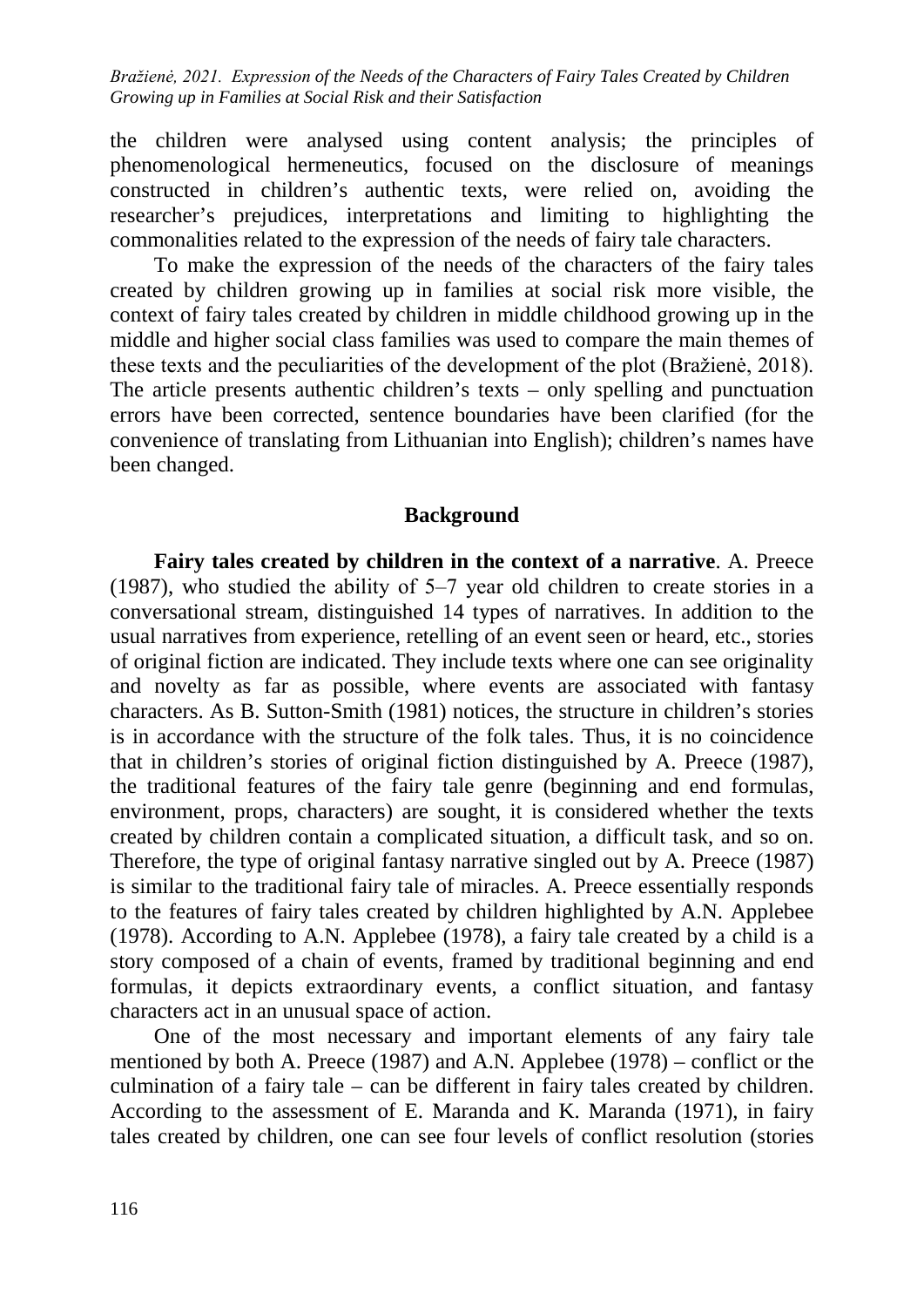the children were analysed using content analysis; the principles of phenomenological hermeneutics, focused on the disclosure of meanings constructed in children's authentic texts, were relied on, avoiding the researcher's prejudices, interpretations and limiting to highlighting the commonalities related to the expression of the needs of fairy tale characters.

To make the expression of the needs of the characters of the fairy tales created by children growing up in families at social risk more visible, the context of fairy tales created by children in middle childhood growing up in the middle and higher social class families was used to compare the main themes of these texts and the peculiarities of the development of the plot (Bražienė, 2018). The article presents authentic children's texts – only spelling and punctuation errors have been corrected, sentence boundaries have been clarified (for the convenience of translating from Lithuanian into English); children's names have been changed.

## Background

**Fairy tales created by children in the context of a narrative**. A. Preece (1987), who studied the ability of 5–7 year old children to create stories in a conversational stream, distinguished 14 types of narratives. In addition to the usual narratives from experience, retelling of an event seen or heard, etc., stories of original fiction are indicated. They include texts where one can see originality and novelty as far as possible, where events are associated with fantasy characters. As B. Sutton-Smith (1981) notices, the structure in children's stories is in accordance with the structure of the folk tales. Thus, it is no coincidence that in children's stories of original fiction distinguished by A. Preece (1987), the traditional features of the fairy tale genre (beginning and end formulas, environment, props, characters) are sought, it is considered whether the texts created by children contain a complicated situation, a difficult task, and so on. Therefore, the type of original fantasy narrative singled out by A. Preece (1987) is similar to the traditional fairy tale of miracles. A. Preece essentially responds to the features of fairy tales created by children highlighted by A.N. Applebee (1978). According to A.N. Applebee (1978), a fairy tale created by a child is a story composed of a chain of events, framed by traditional beginning and end formulas, it depicts extraordinary events, a conflict situation, and fantasy characters act in an unusual space of action.

One of the most necessary and important elements of any fairy tale mentioned by both A. Preece (1987) and A.N. Applebee (1978) – conflict or the culmination of a fairy tale – can be different in fairy tales created by children. According to the assessment of E. Maranda and K. Maranda (1971), in fairy tales created by children, one can see four levels of conflict resolution (stories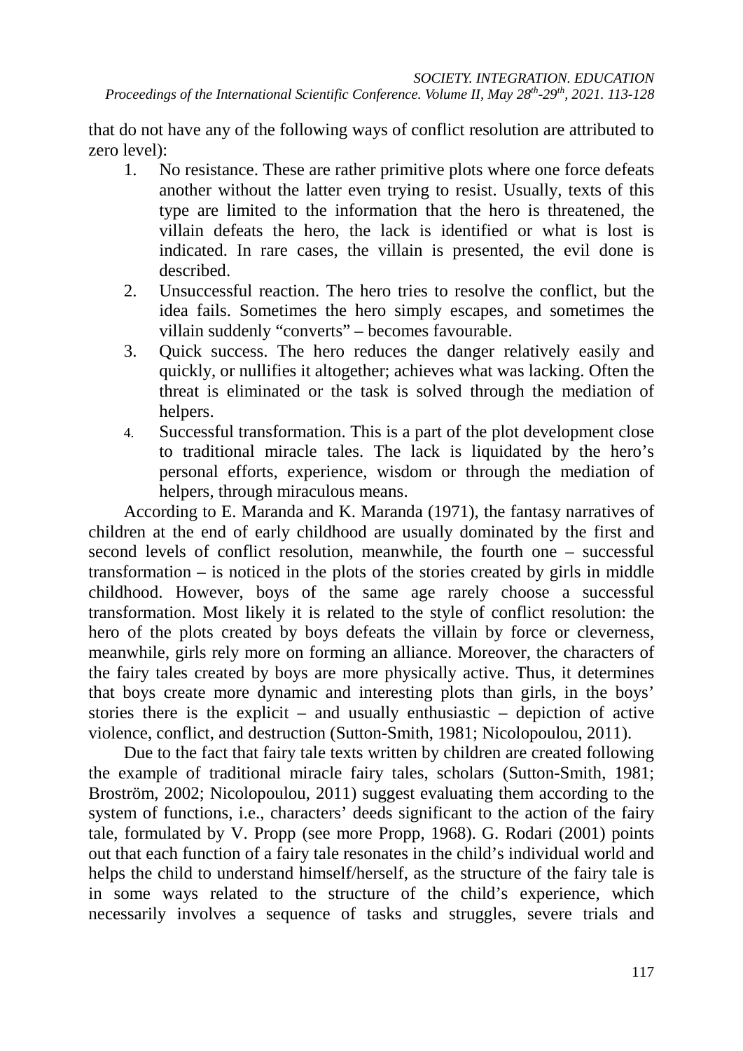that do not have any of the following ways of conflict resolution are attributed to zero level):

1. No resistance. These are rather primitive plots where one force defeats another without the latter even trying to resist. Usually, texts of this type are limited to the information that the hero is threatened, the villain defeats the hero, the lack is identified or what is lost is indicated. In rare cases, the villain is presented, the evil done is described.
2. Unsuccessful reaction. The hero tries to resolve the conflict, but the idea fails. Sometimes the hero simply escapes, and sometimes the villain suddenly "converts" – becomes favourable.
3. Quick success. The hero reduces the danger relatively easily and quickly, or nullifies it altogether; achieves what was lacking. Often the threat is eliminated or the task is solved through the mediation of helpers.
4. Successful transformation. This is a part of the plot development close to traditional miracle tales. The lack is liquidated by the hero's personal efforts, experience, wisdom or through the mediation of helpers, through miraculous means.

According to E. Maranda and K. Maranda (1971), the fantasy narratives of children at the end of early childhood are usually dominated by the first and second levels of conflict resolution, meanwhile, the fourth one – successful transformation – is noticed in the plots of the stories created by girls in middle childhood. However, boys of the same age rarely choose a successful transformation. Most likely it is related to the style of conflict resolution: the hero of the plots created by boys defeats the villain by force or cleverness, meanwhile, girls rely more on forming an alliance. Moreover, the characters of the fairy tales created by boys are more physically active. Thus, it determines that boys create more dynamic and interesting plots than girls, in the boys' stories there is the explicit – and usually enthusiastic – depiction of active violence, conflict, and destruction (Sutton-Smith, 1981; Nicolopoulou, 2011).

Due to the fact that fairy tale texts written by children are created following the example of traditional miracle fairy tales, scholars (Sutton-Smith, 1981; Broström, 2002; Nicolopoulou, 2011) suggest evaluating them according to the system of functions, i.e., characters' deeds significant to the action of the fairy tale, formulated by V. Propp (see more Propp, 1968). G. Rodari (2001) points out that each function of a fairy tale resonates in the child's individual world and helps the child to understand himself/herself, as the structure of the fairy tale is in some ways related to the structure of the child's experience, which necessarily involves a sequence of tasks and struggles, severe trials and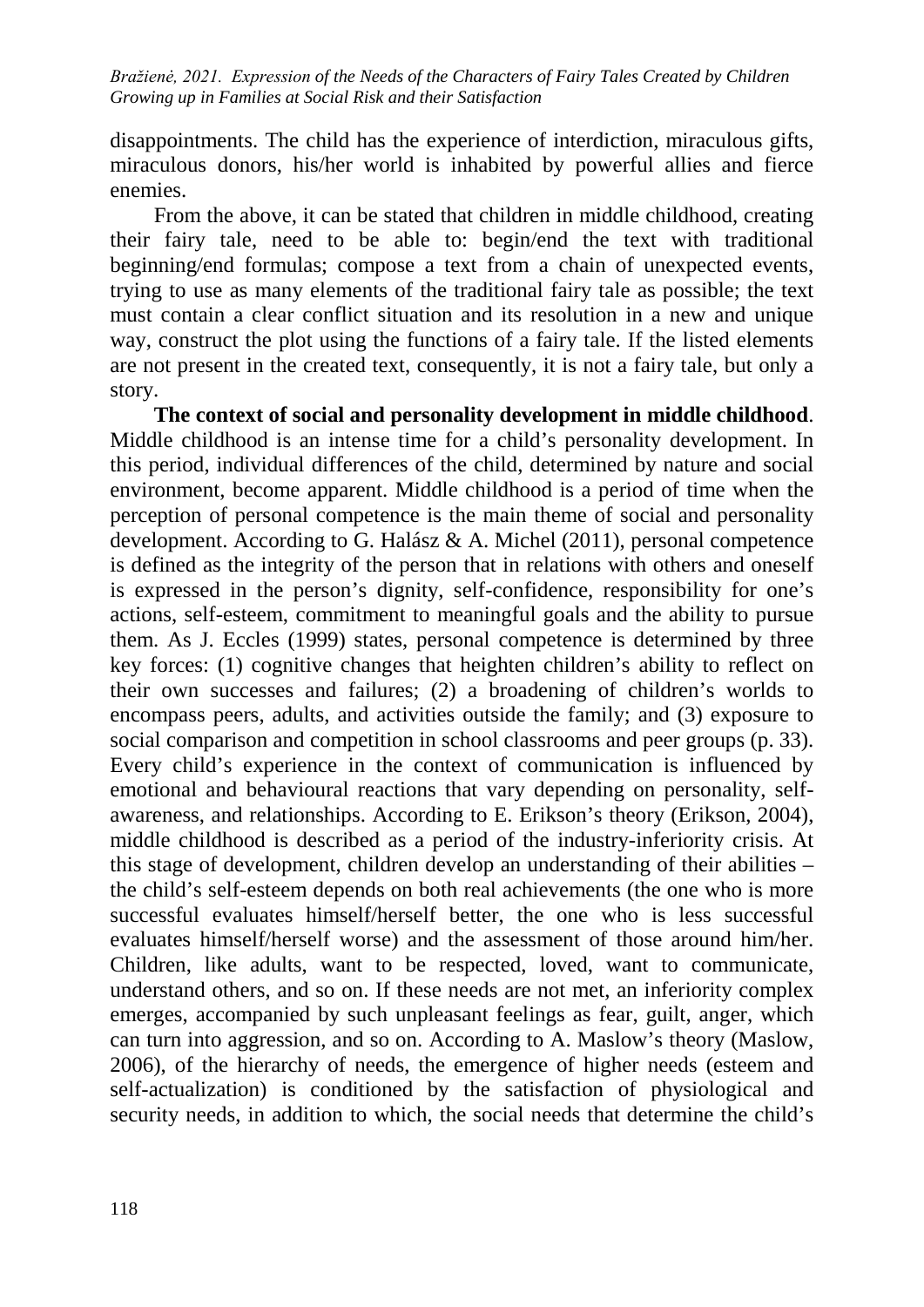disappointments. The child has the experience of interdiction, miraculous gifts, miraculous donors, his/her world is inhabited by powerful allies and fierce enemies.

From the above, it can be stated that children in middle childhood, creating their fairy tale, need to be able to: begin/end the text with traditional beginning/end formulas; compose a text from a chain of unexpected events, trying to use as many elements of the traditional fairy tale as possible; the text must contain a clear conflict situation and its resolution in a new and unique way, construct the plot using the functions of a fairy tale. If the listed elements are not present in the created text, consequently, it is not a fairy tale, but only a story.

**The context of social and personality development in middle childhood**. Middle childhood is an intense time for a child's personality development. In this period, individual differences of the child, determined by nature and social environment, become apparent. Middle childhood is a period of time when the perception of personal competence is the main theme of social and personality development. According to G. Halász & A. Michel (2011), personal competence is defined as the integrity of the person that in relations with others and oneself is expressed in the person's dignity, self-confidence, responsibility for one's actions, self-esteem, commitment to meaningful goals and the ability to pursue them. As J. Eccles (1999) states, personal competence is determined by three key forces: (1) cognitive changes that heighten children's ability to reflect on their own successes and failures; (2) a broadening of children's worlds to encompass peers, adults, and activities outside the family; and (3) exposure to social comparison and competition in school classrooms and peer groups (p. 33). Every child's experience in the context of communication is influenced by emotional and behavioural reactions that vary depending on personality, self-awareness, and relationships. According to E. Erikson's theory (Erikson, 2004), middle childhood is described as a period of the industry-inferiority crisis. At this stage of development, children develop an understanding of their abilities – the child's self-esteem depends on both real achievements (the one who is more successful evaluates himself/herself better, the one who is less successful evaluates himself/herself worse) and the assessment of those around him/her. Children, like adults, want to be respected, loved, want to communicate, understand others, and so on. If these needs are not met, an inferiority complex emerges, accompanied by such unpleasant feelings as fear, guilt, anger, which can turn into aggression, and so on. According to A. Maslow's theory (Maslow, 2006), of the hierarchy of needs, the emergence of higher needs (esteem and self-actualization) is conditioned by the satisfaction of physiological and security needs, in addition to which, the social needs that determine the child's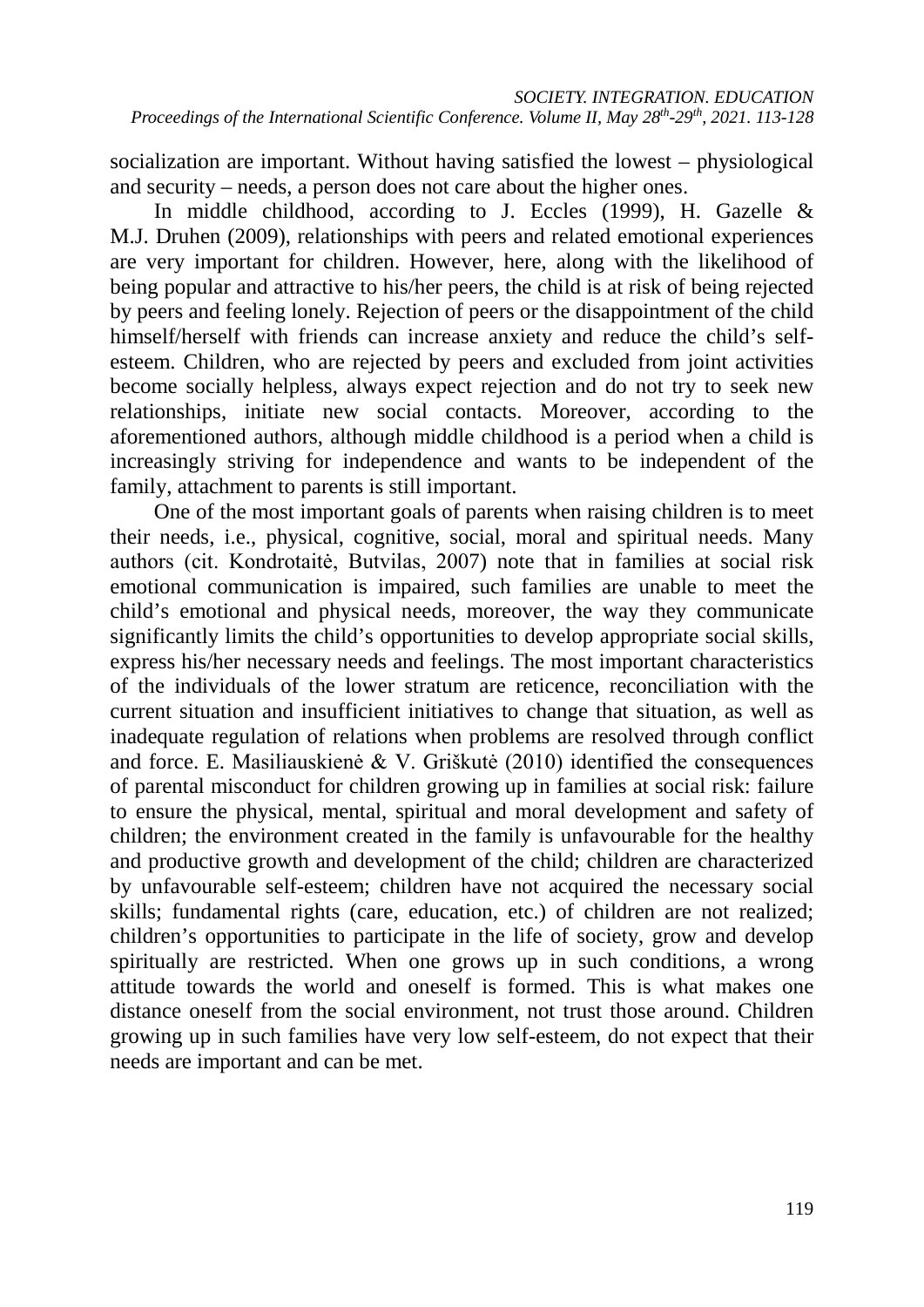socialization are important. Without having satisfied the lowest – physiological and security – needs, a person does not care about the higher ones.

In middle childhood, according to J. Eccles (1999), H. Gazelle & M.J. Druhen (2009), relationships with peers and related emotional experiences are very important for children. However, here, along with the likelihood of being popular and attractive to his/her peers, the child is at risk of being rejected by peers and feeling lonely. Rejection of peers or the disappointment of the child himself/herself with friends can increase anxiety and reduce the child's self-esteem. Children, who are rejected by peers and excluded from joint activities become socially helpless, always expect rejection and do not try to seek new relationships, initiate new social contacts. Moreover, according to the aforementioned authors, although middle childhood is a period when a child is increasingly striving for independence and wants to be independent of the family, attachment to parents is still important.

One of the most important goals of parents when raising children is to meet their needs, i.e., physical, cognitive, social, moral and spiritual needs. Many authors (cit. Kondrotaitė, Butvilas, 2007) note that in families at social risk emotional communication is impaired, such families are unable to meet the child's emotional and physical needs, moreover, the way they communicate significantly limits the child's opportunities to develop appropriate social skills, express his/her necessary needs and feelings. The most important characteristics of the individuals of the lower stratum are reticence, reconciliation with the current situation and insufficient initiatives to change that situation, as well as inadequate regulation of relations when problems are resolved through conflict and force. E. Masiliauskienė & V. Griškutė (2010) identified the consequences of parental misconduct for children growing up in families at social risk: failure to ensure the physical, mental, spiritual and moral development and safety of children; the environment created in the family is unfavourable for the healthy and productive growth and development of the child; children are characterized by unfavourable self-esteem; children have not acquired the necessary social skills; fundamental rights (care, education, etc.) of children are not realized; children's opportunities to participate in the life of society, grow and develop spiritually are restricted. When one grows up in such conditions, a wrong attitude towards the world and oneself is formed. This is what makes one distance oneself from the social environment, not trust those around. Children growing up in such families have very low self-esteem, do not expect that their needs are important and can be met.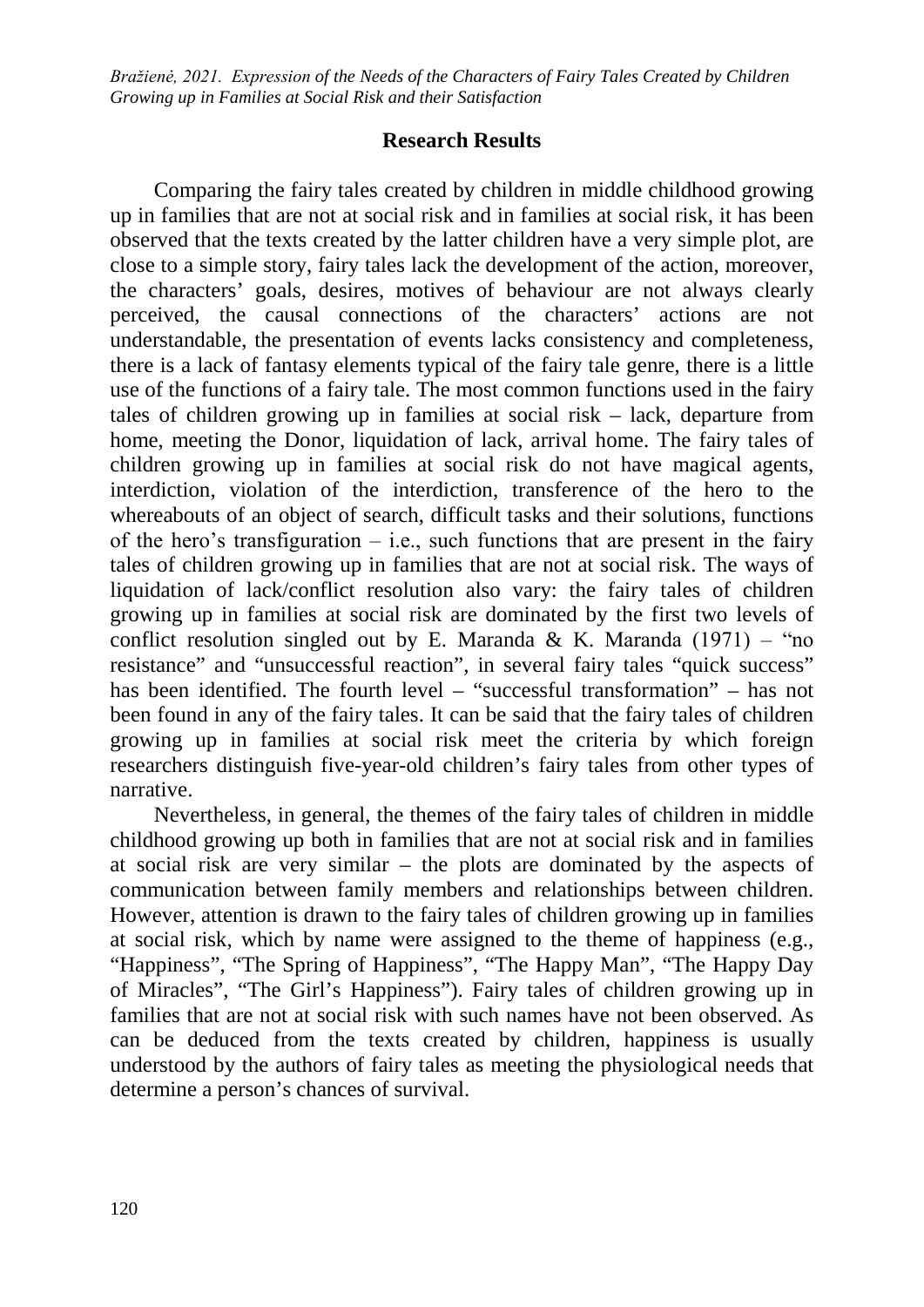## Research Results

Comparing the fairy tales created by children in middle childhood growing up in families that are not at social risk and in families at social risk, it has been observed that the texts created by the latter children have a very simple plot, are close to a simple story, fairy tales lack the development of the action, moreover, the characters' goals, desires, motives of behaviour are not always clearly perceived, the causal connections of the characters' actions are not understandable, the presentation of events lacks consistency and completeness, there is a lack of fantasy elements typical of the fairy tale genre, there is a little use of the functions of a fairy tale. The most common functions used in the fairy tales of children growing up in families at social risk – lack, departure from home, meeting the Donor, liquidation of lack, arrival home. The fairy tales of children growing up in families at social risk do not have magical agents, interdiction, violation of the interdiction, transference of the hero to the whereabouts of an object of search, difficult tasks and their solutions, functions of the hero's transfiguration – i.e., such functions that are present in the fairy tales of children growing up in families that are not at social risk. The ways of liquidation of lack/conflict resolution also vary: the fairy tales of children growing up in families at social risk are dominated by the first two levels of conflict resolution singled out by E. Maranda & K. Maranda (1971) – "no resistance" and "unsuccessful reaction", in several fairy tales "quick success" has been identified. The fourth level – "successful transformation" – has not been found in any of the fairy tales. It can be said that the fairy tales of children growing up in families at social risk meet the criteria by which foreign researchers distinguish five-year-old children's fairy tales from other types of narrative.

Nevertheless, in general, the themes of the fairy tales of children in middle childhood growing up both in families that are not at social risk and in families at social risk are very similar – the plots are dominated by the aspects of communication between family members and relationships between children. However, attention is drawn to the fairy tales of children growing up in families at social risk, which by name were assigned to the theme of happiness (e.g., "Happiness", "The Spring of Happiness", "The Happy Man", "The Happy Day of Miracles", "The Girl's Happiness"). Fairy tales of children growing up in families that are not at social risk with such names have not been observed. As can be deduced from the texts created by children, happiness is usually understood by the authors of fairy tales as meeting the physiological needs that determine a person's chances of survival.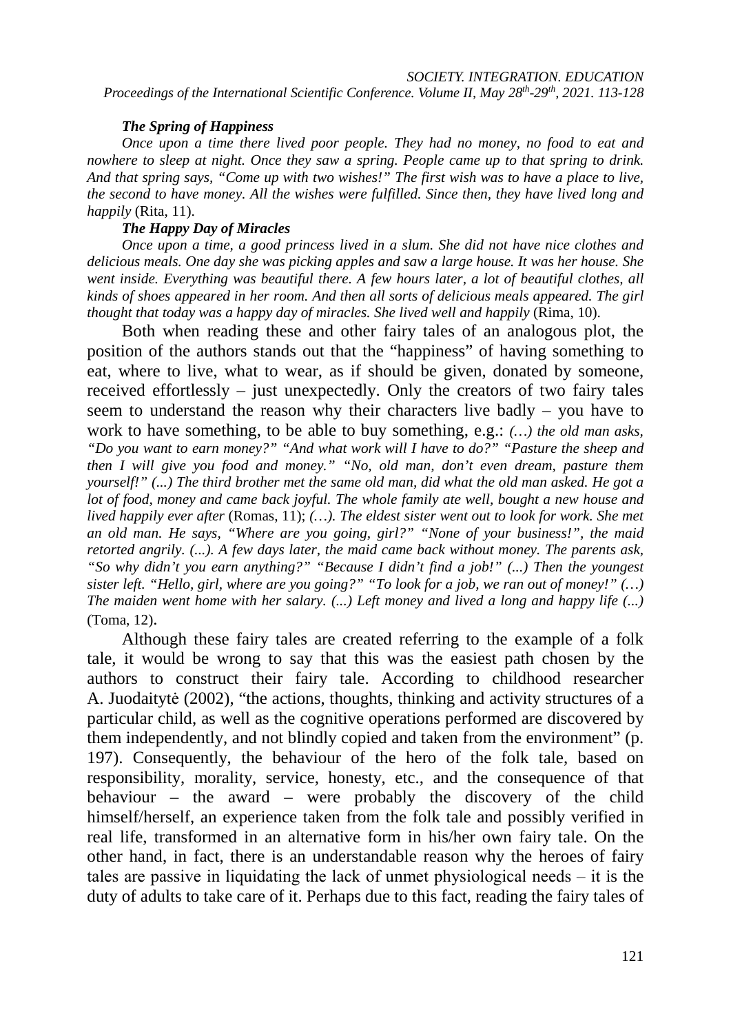***The Spring of Happiness***

*Once upon a time there lived poor people. They had no money, no food to eat and nowhere to sleep at night. Once they saw a spring. People came up to that spring to drink. And that spring says, "Come up with two wishes!" The first wish was to have a place to live, the second to have money. All the wishes were fulfilled. Since then, they have lived long and happily* (Rita, 11).

***The Happy Day of Miracles***

*Once upon a time, a good princess lived in a slum. She did not have nice clothes and delicious meals. One day she was picking apples and saw a large house. It was her house. She went inside. Everything was beautiful there. A few hours later, a lot of beautiful clothes, all kinds of shoes appeared in her room. And then all sorts of delicious meals appeared. The girl thought that today was a happy day of miracles. She lived well and happily* (Rima, 10).

Both when reading these and other fairy tales of an analogous plot, the position of the authors stands out that the "happiness" of having something to eat, where to live, what to wear, as if should be given, donated by someone, received effortlessly – just unexpectedly. Only the creators of two fairy tales seem to understand the reason why their characters live badly – you have to work to have something, to be able to buy something, e.g.: *(…) the old man asks, "Do you want to earn money?" "And what work will I have to do?" "Pasture the sheep and then I will give you food and money." "No, old man, don't even dream, pasture them yourself!" (...) The third brother met the same old man, did what the old man asked. He got a lot of food, money and came back joyful. The whole family ate well, bought a new house and lived happily ever after* (Romas, 11); *(…). The eldest sister went out to look for work. She met an old man. He says, "Where are you going, girl?" "None of your business!", the maid retorted angrily. (...). A few days later, the maid came back without money. The parents ask, "So why didn't you earn anything?" "Because I didn't find a job!" (...) Then the youngest sister left. "Hello, girl, where are you going?" "To look for a job, we ran out of money!" (…) The maiden went home with her salary. (...) Left money and lived a long and happy life (...)* (Toma, 12).

Although these fairy tales are created referring to the example of a folk tale, it would be wrong to say that this was the easiest path chosen by the authors to construct their fairy tale. According to childhood researcher A. Juodaitytė (2002), "the actions, thoughts, thinking and activity structures of a particular child, as well as the cognitive operations performed are discovered by them independently, and not blindly copied and taken from the environment" (p. 197). Consequently, the behaviour of the hero of the folk tale, based on responsibility, morality, service, honesty, etc., and the consequence of that behaviour – the award – were probably the discovery of the child himself/herself, an experience taken from the folk tale and possibly verified in real life, transformed in an alternative form in his/her own fairy tale. On the other hand, in fact, there is an understandable reason why the heroes of fairy tales are passive in liquidating the lack of unmet physiological needs – it is the duty of adults to take care of it. Perhaps due to this fact, reading the fairy tales of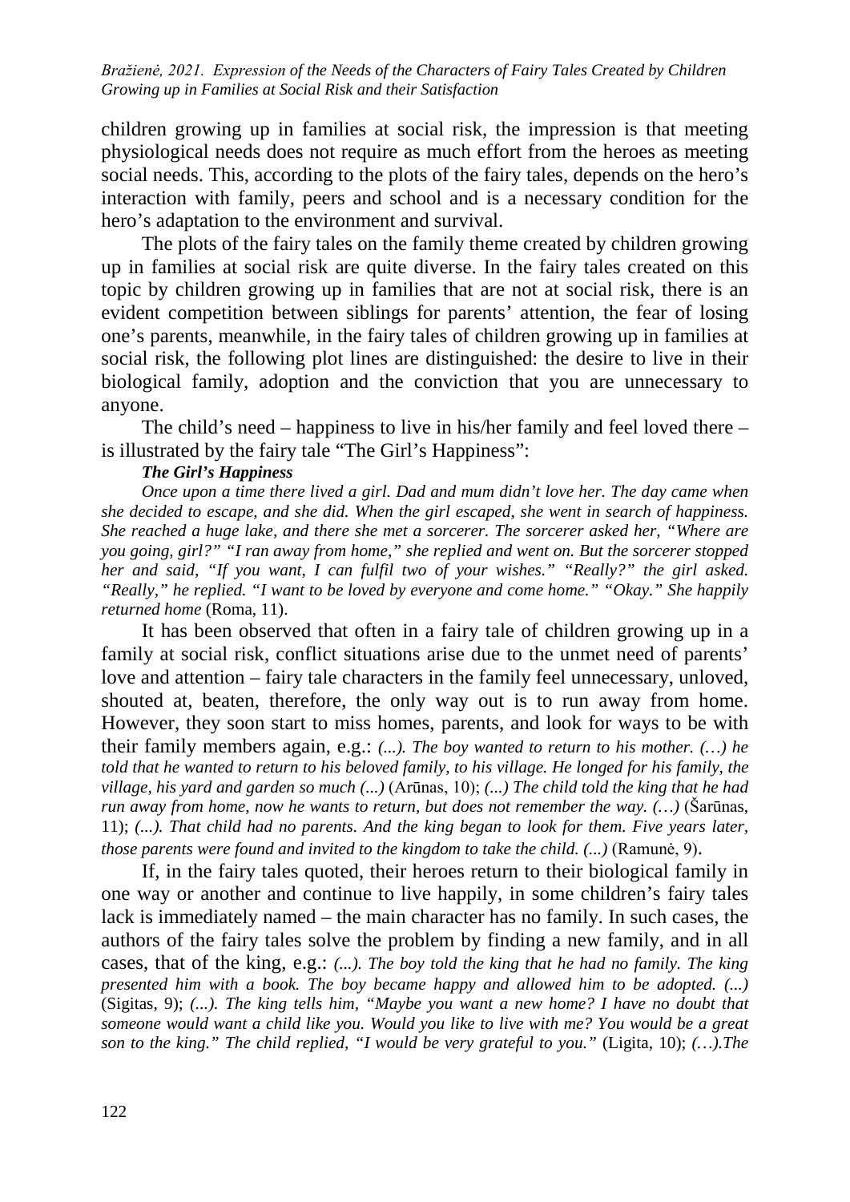children growing up in families at social risk, the impression is that meeting physiological needs does not require as much effort from the heroes as meeting social needs. This, according to the plots of the fairy tales, depends on the hero's interaction with family, peers and school and is a necessary condition for the hero's adaptation to the environment and survival.

The plots of the fairy tales on the family theme created by children growing up in families at social risk are quite diverse. In the fairy tales created on this topic by children growing up in families that are not at social risk, there is an evident competition between siblings for parents' attention, the fear of losing one's parents, meanwhile, in the fairy tales of children growing up in families at social risk, the following plot lines are distinguished: the desire to live in their biological family, adoption and the conviction that you are unnecessary to anyone.

The child's need – happiness to live in his/her family and feel loved there – is illustrated by the fairy tale "The Girl's Happiness":

***The Girl's Happiness***

*Once upon a time there lived a girl. Dad and mum didn't love her. The day came when she decided to escape, and she did. When the girl escaped, she went in search of happiness. She reached a huge lake, and there she met a sorcerer. The sorcerer asked her, "Where are you going, girl?" "I ran away from home," she replied and went on. But the sorcerer stopped her and said, "If you want, I can fulfil two of your wishes." "Really?" the girl asked. "Really," he replied. "I want to be loved by everyone and come home." "Okay." She happily returned home* (Roma, 11).

It has been observed that often in a fairy tale of children growing up in a family at social risk, conflict situations arise due to the unmet need of parents' love and attention – fairy tale characters in the family feel unnecessary, unloved, shouted at, beaten, therefore, the only way out is to run away from home. However, they soon start to miss homes, parents, and look for ways to be with their family members again, e.g.: *(...). The boy wanted to return to his mother. (…) he told that he wanted to return to his beloved family, to his village. He longed for his family, the village, his yard and garden so much (...)* (Arūnas, 10); *(...) The child told the king that he had run away from home, now he wants to return, but does not remember the way. (…)* (Šarūnas, 11); *(...). That child had no parents. And the king began to look for them. Five years later, those parents were found and invited to the kingdom to take the child. (...)* (Ramunė, 9).

If, in the fairy tales quoted, their heroes return to their biological family in one way or another and continue to live happily, in some children's fairy tales lack is immediately named – the main character has no family. In such cases, the authors of the fairy tales solve the problem by finding a new family, and in all cases, that of the king, e.g.: *(...). The boy told the king that he had no family. The king presented him with a book. The boy became happy and allowed him to be adopted. (...)* (Sigitas, 9); *(...). The king tells him, "Maybe you want a new home? I have no doubt that someone would want a child like you. Would you like to live with me? You would be a great son to the king." The child replied, "I would be very grateful to you."* (Ligita, 10); *(…).The*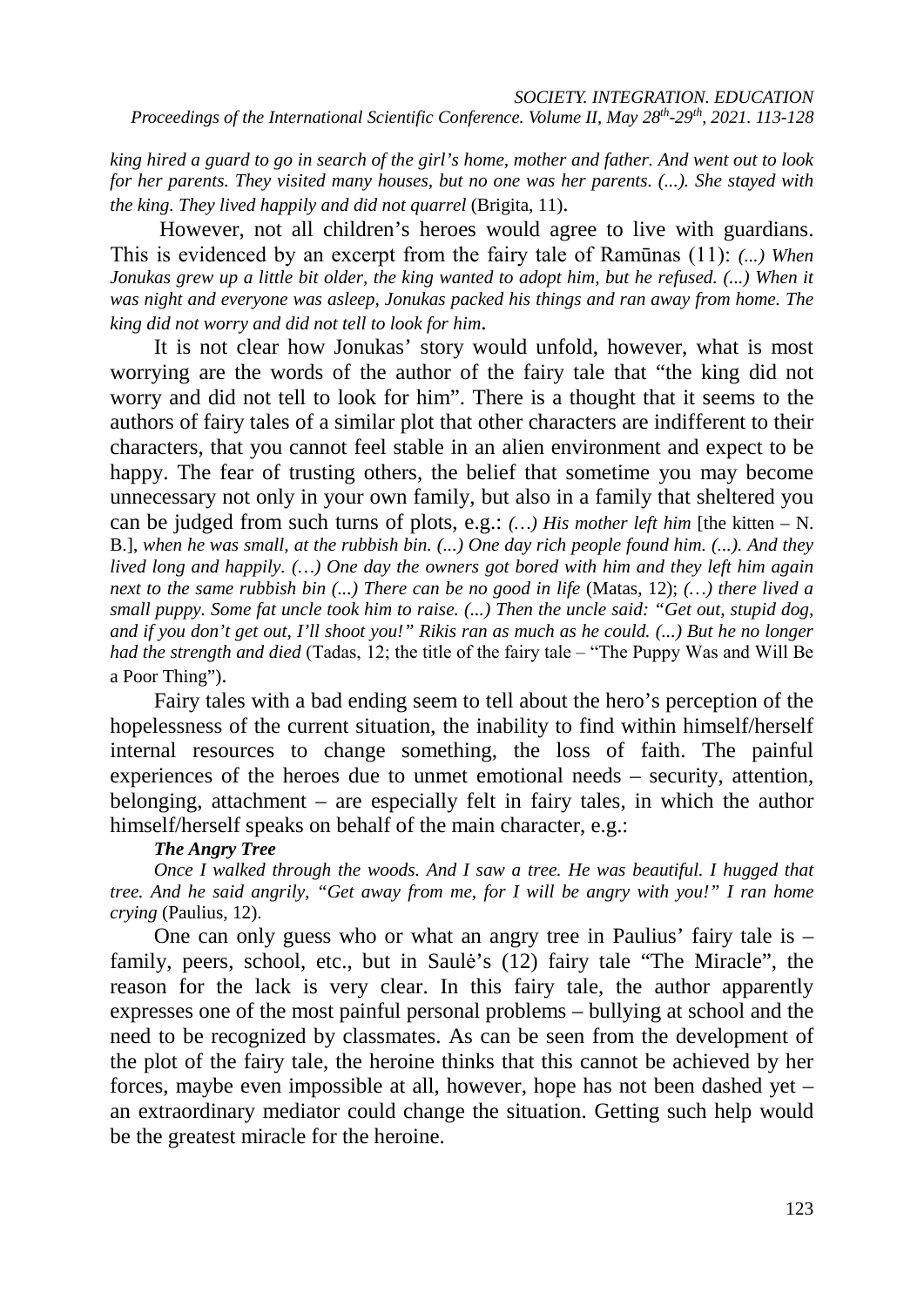*king hired a guard to go in search of the girl's home, mother and father. And went out to look for her parents. They visited many houses, but no one was her parents. (...). She stayed with the king. They lived happily and did not quarrel* (Brigita, 11).

However, not all children's heroes would agree to live with guardians. This is evidenced by an excerpt from the fairy tale of Ramūnas (11): *(...) When Jonukas grew up a little bit older, the king wanted to adopt him, but he refused. (...) When it was night and everyone was asleep, Jonukas packed his things and ran away from home. The king did not worry and did not tell to look for him*.

It is not clear how Jonukas' story would unfold, however, what is most worrying are the words of the author of the fairy tale that "the king did not worry and did not tell to look for him". There is a thought that it seems to the authors of fairy tales of a similar plot that other characters are indifferent to their characters, that you cannot feel stable in an alien environment and expect to be happy. The fear of trusting others, the belief that sometime you may become unnecessary not only in your own family, but also in a family that sheltered you can be judged from such turns of plots, e.g.: *(…) His mother left him* [the kitten – N. B.], *when he was small, at the rubbish bin. (...) One day rich people found him. (...). And they lived long and happily. (…) One day the owners got bored with him and they left him again next to the same rubbish bin (...) There can be no good in life* (Matas, 12); *(…) there lived a small puppy. Some fat uncle took him to raise. (...) Then the uncle said: "Get out, stupid dog, and if you don't get out, I'll shoot you!" Rikis ran as much as he could. (...) But he no longer had the strength and died* (Tadas, 12; the title of the fairy tale – "The Puppy Was and Will Be a Poor Thing").

Fairy tales with a bad ending seem to tell about the hero's perception of the hopelessness of the current situation, the inability to find within himself/herself internal resources to change something, the loss of faith. The painful experiences of the heroes due to unmet emotional needs – security, attention, belonging, attachment – are especially felt in fairy tales, in which the author himself/herself speaks on behalf of the main character, e.g.:

***The Angry Tree***

*Once I walked through the woods. And I saw a tree. He was beautiful. I hugged that tree. And he said angrily, "Get away from me, for I will be angry with you!" I ran home crying* (Paulius, 12).

One can only guess who or what an angry tree in Paulius' fairy tale is – family, peers, school, etc., but in Saulė's (12) fairy tale "The Miracle", the reason for the lack is very clear. In this fairy tale, the author apparently expresses one of the most painful personal problems – bullying at school and the need to be recognized by classmates. As can be seen from the development of the plot of the fairy tale, the heroine thinks that this cannot be achieved by her forces, maybe even impossible at all, however, hope has not been dashed yet – an extraordinary mediator could change the situation. Getting such help would be the greatest miracle for the heroine.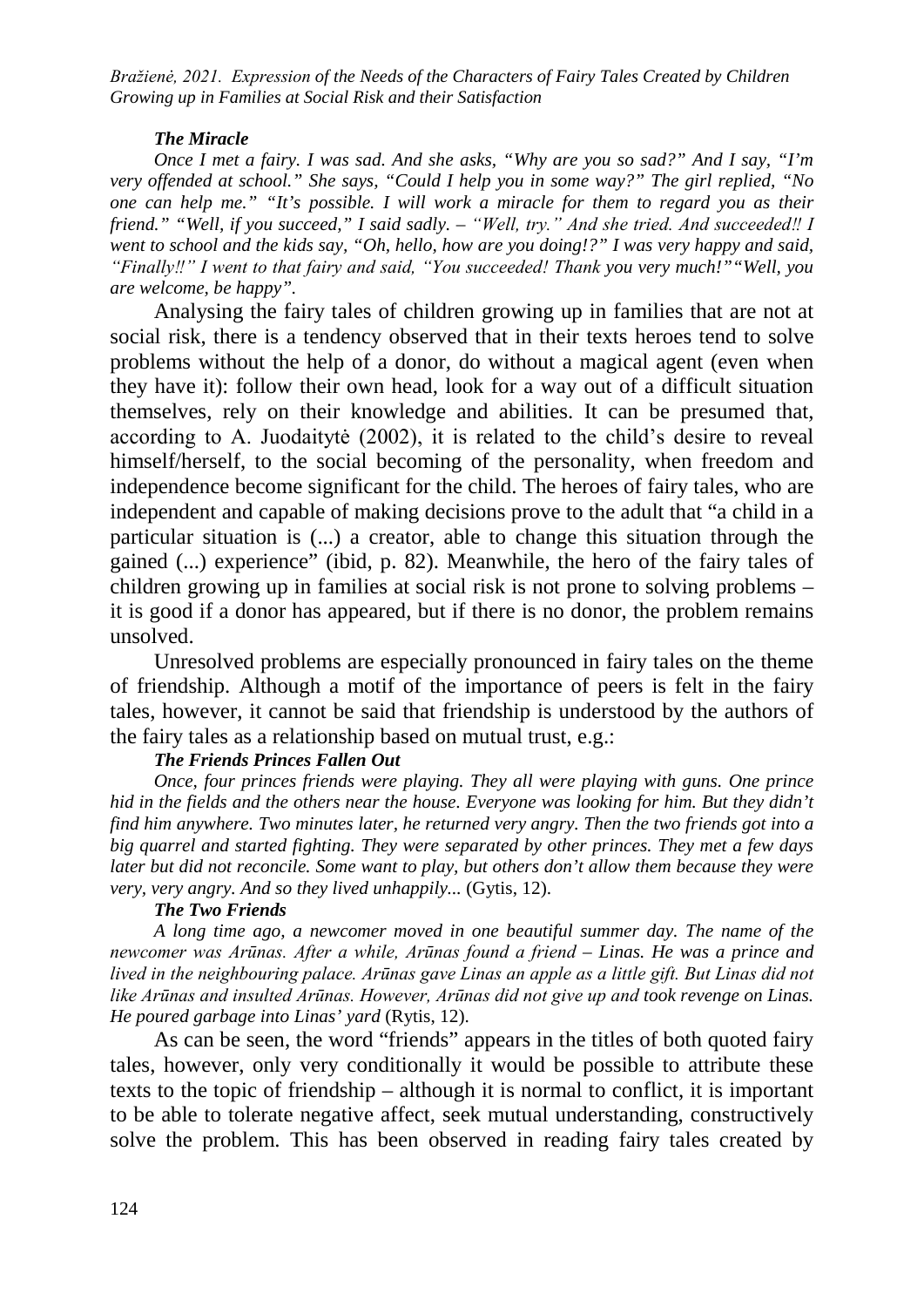***The Miracle***

*Once I met a fairy. I was sad. And she asks, "Why are you so sad?" And I say, "I'm very offended at school." She says, "Could I help you in some way?" The girl replied, "No one can help me." "It's possible. I will work a miracle for them to regard you as their friend." "Well, if you succeed," I said sadly. – "Well, try." And she tried. And succeeded‼ I went to school and the kids say, "Oh, hello, how are you doing!?" I was very happy and said, "Finally‼" I went to that fairy and said, "You succeeded! Thank you very much!" "Well, you are welcome, be happy".*

Analysing the fairy tales of children growing up in families that are not at social risk, there is a tendency observed that in their texts heroes tend to solve problems without the help of a donor, do without a magical agent (even when they have it): follow their own head, look for a way out of a difficult situation themselves, rely on their knowledge and abilities. It can be presumed that, according to A. Juodaitytė (2002), it is related to the child's desire to reveal himself/herself, to the social becoming of the personality, when freedom and independence become significant for the child. The heroes of fairy tales, who are independent and capable of making decisions prove to the adult that "a child in a particular situation is (...) a creator, able to change this situation through the gained (...) experience" (ibid, p. 82). Meanwhile, the hero of the fairy tales of children growing up in families at social risk is not prone to solving problems – it is good if a donor has appeared, but if there is no donor, the problem remains unsolved.

Unresolved problems are especially pronounced in fairy tales on the theme of friendship. Although a motif of the importance of peers is felt in the fairy tales, however, it cannot be said that friendship is understood by the authors of the fairy tales as a relationship based on mutual trust, e.g.:

***The Friends Princes Fallen Out***

*Once, four princes friends were playing. They all were playing with guns. One prince hid in the fields and the others near the house. Everyone was looking for him. But they didn't find him anywhere. Two minutes later, he returned very angry. Then the two friends got into a big quarrel and started fighting. They were separated by other princes. They met a few days later but did not reconcile. Some want to play, but others don't allow them because they were very, very angry. And so they lived unhappily...* (Gytis, 12).

***The Two Friends***

*A long time ago, a newcomer moved in one beautiful summer day. The name of the newcomer was Arūnas. After a while, Arūnas found a friend – Linas. He was a prince and lived in the neighbouring palace. Arūnas gave Linas an apple as a little gift. But Linas did not like Arūnas and insulted Arūnas. However, Arūnas did not give up and took revenge on Linas. He poured garbage into Linas' yard* (Rytis, 12).

As can be seen, the word "friends" appears in the titles of both quoted fairy tales, however, only very conditionally it would be possible to attribute these texts to the topic of friendship – although it is normal to conflict, it is important to be able to tolerate negative affect, seek mutual understanding, constructively solve the problem. This has been observed in reading fairy tales created by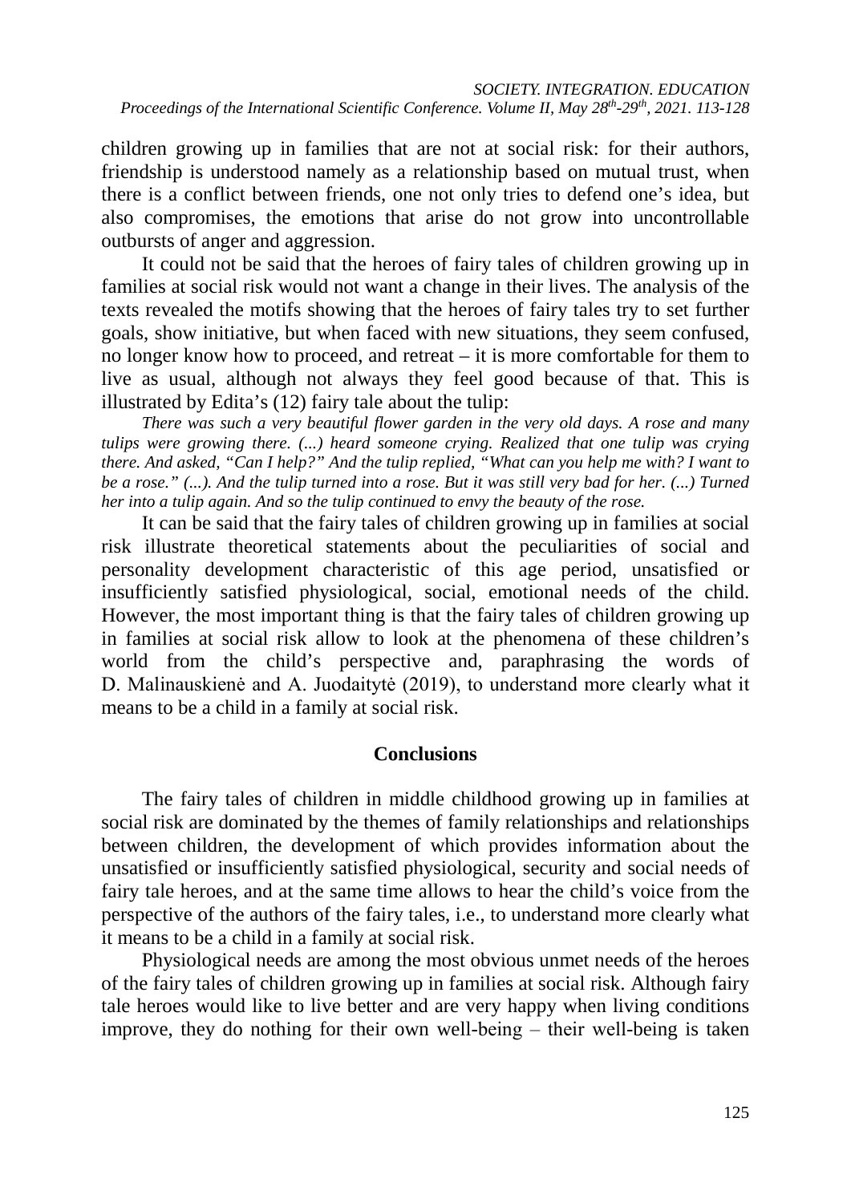children growing up in families that are not at social risk: for their authors, friendship is understood namely as a relationship based on mutual trust, when there is a conflict between friends, one not only tries to defend one's idea, but also compromises, the emotions that arise do not grow into uncontrollable outbursts of anger and aggression.

It could not be said that the heroes of fairy tales of children growing up in families at social risk would not want a change in their lives. The analysis of the texts revealed the motifs showing that the heroes of fairy tales try to set further goals, show initiative, but when faced with new situations, they seem confused, no longer know how to proceed, and retreat – it is more comfortable for them to live as usual, although not always they feel good because of that. This is illustrated by Edita's (12) fairy tale about the tulip:

*There was such a very beautiful flower garden in the very old days. A rose and many tulips were growing there. (...) heard someone crying. Realized that one tulip was crying there. And asked, "Can I help?" And the tulip replied, "What can you help me with? I want to be a rose." (...). And the tulip turned into a rose. But it was still very bad for her. (...) Turned her into a tulip again. And so the tulip continued to envy the beauty of the rose.*

It can be said that the fairy tales of children growing up in families at social risk illustrate theoretical statements about the peculiarities of social and personality development characteristic of this age period, unsatisfied or insufficiently satisfied physiological, social, emotional needs of the child. However, the most important thing is that the fairy tales of children growing up in families at social risk allow to look at the phenomena of these children's world from the child's perspective and, paraphrasing the words of D. Malinauskienė and A. Juodaitytė (2019), to understand more clearly what it means to be a child in a family at social risk.

## Conclusions

The fairy tales of children in middle childhood growing up in families at social risk are dominated by the themes of family relationships and relationships between children, the development of which provides information about the unsatisfied or insufficiently satisfied physiological, security and social needs of fairy tale heroes, and at the same time allows to hear the child's voice from the perspective of the authors of the fairy tales, i.e., to understand more clearly what it means to be a child in a family at social risk.

Physiological needs are among the most obvious unmet needs of the heroes of the fairy tales of children growing up in families at social risk. Although fairy tale heroes would like to live better and are very happy when living conditions improve, they do nothing for their own well-being – their well-being is taken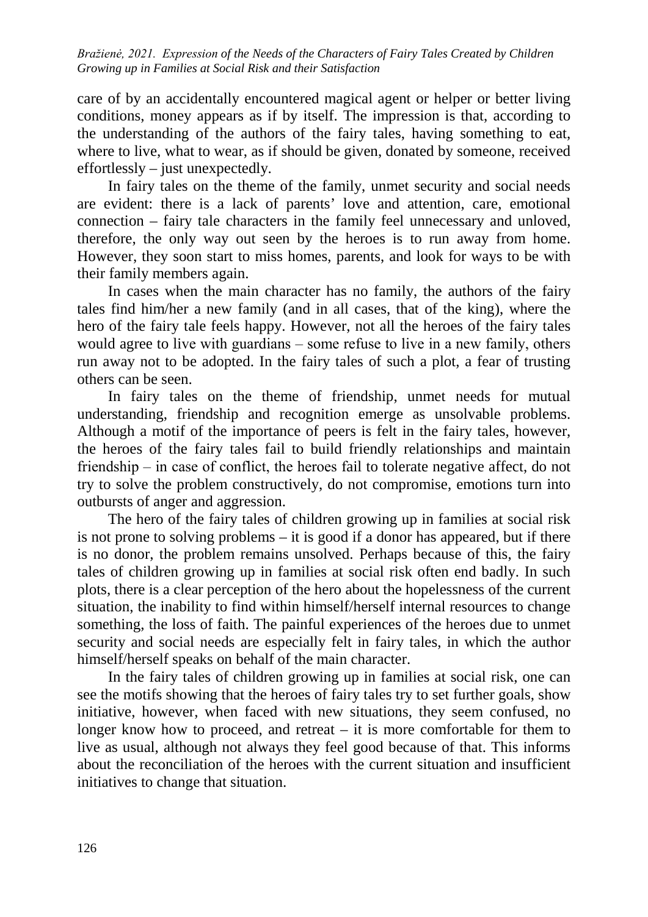care of by an accidentally encountered magical agent or helper or better living conditions, money appears as if by itself. The impression is that, according to the understanding of the authors of the fairy tales, having something to eat, where to live, what to wear, as if should be given, donated by someone, received effortlessly – just unexpectedly.

In fairy tales on the theme of the family, unmet security and social needs are evident: there is a lack of parents' love and attention, care, emotional connection – fairy tale characters in the family feel unnecessary and unloved, therefore, the only way out seen by the heroes is to run away from home. However, they soon start to miss homes, parents, and look for ways to be with their family members again.

In cases when the main character has no family, the authors of the fairy tales find him/her a new family (and in all cases, that of the king), where the hero of the fairy tale feels happy. However, not all the heroes of the fairy tales would agree to live with guardians – some refuse to live in a new family, others run away not to be adopted. In the fairy tales of such a plot, a fear of trusting others can be seen.

In fairy tales on the theme of friendship, unmet needs for mutual understanding, friendship and recognition emerge as unsolvable problems. Although a motif of the importance of peers is felt in the fairy tales, however, the heroes of the fairy tales fail to build friendly relationships and maintain friendship – in case of conflict, the heroes fail to tolerate negative affect, do not try to solve the problem constructively, do not compromise, emotions turn into outbursts of anger and aggression.

The hero of the fairy tales of children growing up in families at social risk is not prone to solving problems – it is good if a donor has appeared, but if there is no donor, the problem remains unsolved. Perhaps because of this, the fairy tales of children growing up in families at social risk often end badly. In such plots, there is a clear perception of the hero about the hopelessness of the current situation, the inability to find within himself/herself internal resources to change something, the loss of faith. The painful experiences of the heroes due to unmet security and social needs are especially felt in fairy tales, in which the author himself/herself speaks on behalf of the main character.

In the fairy tales of children growing up in families at social risk, one can see the motifs showing that the heroes of fairy tales try to set further goals, show initiative, however, when faced with new situations, they seem confused, no longer know how to proceed, and retreat – it is more comfortable for them to live as usual, although not always they feel good because of that. This informs about the reconciliation of the heroes with the current situation and insufficient initiatives to change that situation.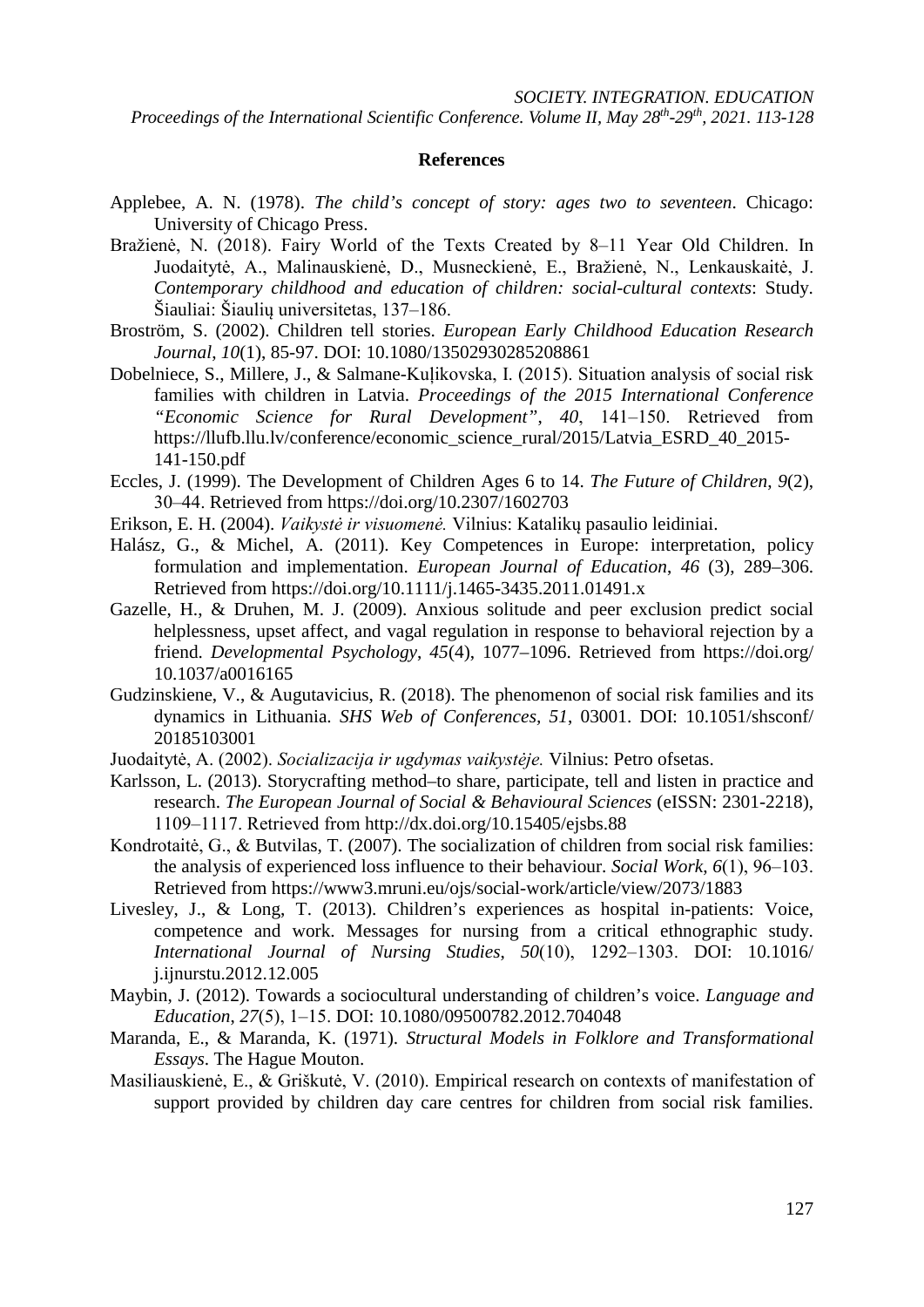## References

Applebee, A. N. (1978). *The child's concept of story: ages two to seventeen*. Chicago: University of Chicago Press.

Bražienė, N. (2018). Fairy World of the Texts Created by 8–11 Year Old Children. In Juodaitytė, A., Malinauskienė, D., Musneckienė, E., Bražienė, N., Lenkauskaitė, J. *Contemporary childhood and education of children: social-cultural contexts*: Study. Šiauliai: Šiaulių universitetas, 137–186.

Broström, S. (2002). Children tell stories. *European Early Childhood Education Research Journal*, *10*(1), 85-97. DOI: 10.1080/13502930285208861

Dobelniece, S., Millere, J., & Salmane-Kuļikovska, I. (2015). Situation analysis of social risk families with children in Latvia. *Proceedings of the 2015 International Conference "Economic Science for Rural Development"*, *40*, 141–150. Retrieved from https://llufb.llu.lv/conference/economic_science_rural/2015/Latvia_ESRD_40_2015-141-150.pdf

Eccles, J. (1999). The Development of Children Ages 6 to 14. *The Future of Children*, *9*(2), 30–44. Retrieved from https://doi.org/10.2307/1602703

Erikson, E. H. (2004). *Vaikystė ir visuomenė.* Vilnius: Katalikų pasaulio leidiniai.

Halász, G., & Michel, A. (2011). Key Competences in Europe: interpretation, policy formulation and implementation. *European Journal of Education*, *46* (3), 289–306. Retrieved from https://doi.org/10.1111/j.1465-3435.2011.01491.x

Gazelle, H., & Druhen, M. J. (2009). Anxious solitude and peer exclusion predict social helplessness, upset affect, and vagal regulation in response to behavioral rejection by a friend. *Developmental Psychology*, *45*(4), 1077–1096. Retrieved from https://doi.org/10.1037/a0016165

Gudzinskiene, V., & Augutavicius, R. (2018). The phenomenon of social risk families and its dynamics in Lithuania. *SHS Web of Conferences, 51*, 03001. DOI: 10.1051/shsconf/20185103001

Juodaitytė, A. (2002). *Socializacija ir ugdymas vaikystėje.* Vilnius: Petro ofsetas.

Karlsson, L. (2013). Storycrafting method–to share, participate, tell and listen in practice and research. *The European Journal of Social & Behavioural Sciences* (eISSN: 2301-2218), 1109–1117. Retrieved from http://dx.doi.org/10.15405/ejsbs.88

Kondrotaitė, G., & Butvilas, T. (2007). The socialization of children from social risk families: the analysis of experienced loss influence to their behaviour. *Social Work*, *6*(1), 96–103. Retrieved from https://www3.mruni.eu/ojs/social-work/article/view/2073/1883

Livesley, J., & Long, T. (2013). Children's experiences as hospital in-patients: Voice, competence and work. Messages for nursing from a critical ethnographic study. *International Journal of Nursing Studies*, *50*(10), 1292–1303. DOI: 10.1016/j.ijnurstu.2012.12.005

Maybin, J. (2012). Towards a sociocultural understanding of children's voice. *Language and Education*, *27*(5), 1–15. DOI: 10.1080/09500782.2012.704048

Maranda, E., & Maranda, K. (1971). *Structural Models in Folklore and Transformational Essays*. The Hague Mouton.

Masiliauskienė, E., & Griškutė, V. (2010). Empirical research on contexts of manifestation of support provided by children day care centres for children from social risk families.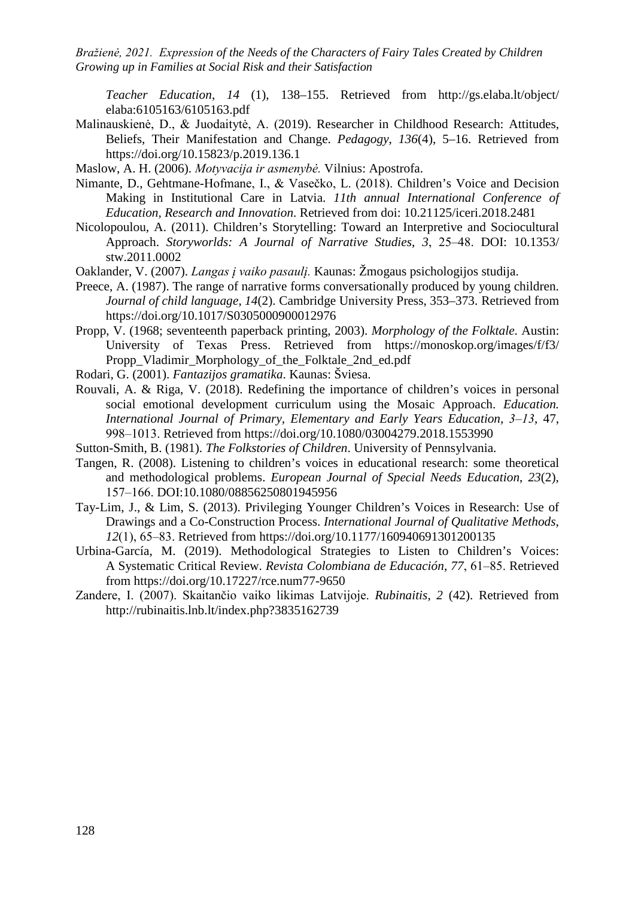*Teacher Education*, *14* (1), 138–155. Retrieved from http://gs.elaba.lt/object/elaba:6105163/6105163.pdf

Malinauskienė, D., & Juodaitytė, A. (2019). Researcher in Childhood Research: Attitudes, Beliefs, Their Manifestation and Change. *Pedagogy*, *136*(4), 5–16. Retrieved from https://doi.org/10.15823/p.2019.136.1

Maslow, A. H. (2006). *Motyvacija ir asmenybė.* Vilnius: Apostrofa.

Nimante, D., Gehtmane-Hofmane, I., & Vasečko, L. (2018). Children's Voice and Decision Making in Institutional Care in Latvia. *11th annual International Conference of Education, Research and Innovation*. Retrieved from doi: 10.21125/iceri.2018.2481

Nicolopoulou, A. (2011). Children's Storytelling: Toward an Interpretive and Sociocultural Approach. *Storyworlds: A Journal of Narrative Studies*, *3*, 25–48. DOI: 10.1353/stw.2011.0002

Oaklander, V. (2007). *Langas į vaiko pasaulį.* Kaunas: Žmogaus psichologijos studija.

Preece, A. (1987). The range of narrative forms conversationally produced by young children. *Journal of child language*, *14*(2). Cambridge University Press, 353–373. Retrieved from https://doi.org/10.1017/S0305000900012976

Propp, V. (1968; seventeenth paperback printing, 2003). *Morphology of the Folktale*. Austin: University of Texas Press. Retrieved from https://monoskop.org/images/f/f3/Propp_Vladimir_Morphology_of_the_Folktale_2nd_ed.pdf

Rodari, G. (2001). *Fantazijos gramatika*. Kaunas: Šviesa.

Rouvali, A. & Riga, V. (2018). Redefining the importance of children's voices in personal social emotional development curriculum using the Mosaic Approach. *Education. International Journal of Primary, Elementary and Early Years Education*, *3–13*, 47, 998–1013. Retrieved from https://doi.org/10.1080/03004279.2018.1553990

Sutton-Smith, B. (1981). *The Folkstories of Children*. University of Pennsylvania.

Tangen, R. (2008). Listening to children's voices in educational research: some theoretical and methodological problems. *European Journal of Special Needs Education*, *23*(2), 157–166. DOI:10.1080/08856250801945956

Tay-Lim, J., & Lim, S. (2013). Privileging Younger Children's Voices in Research: Use of Drawings and a Co-Construction Process. *International Journal of Qualitative Methods*, *12*(1), 65–83. Retrieved from https://doi.org/10.1177/160940691301200135

Urbina-García, M. (2019). Methodological Strategies to Listen to Children's Voices: A Systematic Critical Review. *Revista Colombiana de Educación*, *77*, 61–85. Retrieved from https://doi.org/10.17227/rce.num77-9650

Zandere, I. (2007). Skaitančio vaiko likimas Latvijoje. *Rubinaitis*, *2* (42). Retrieved from http://rubinaitis.lnb.lt/index.php?3835162739